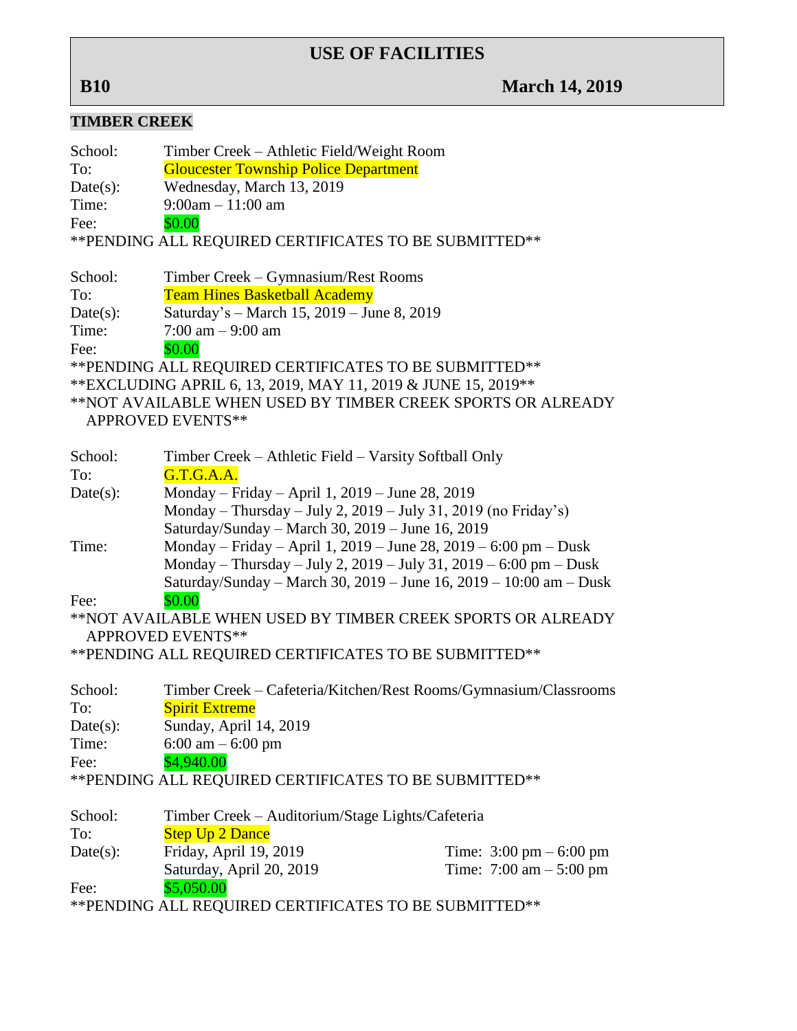# USE OF FACILITIES

**B10** **March 14, 2019**

## TIMBER CREEK

School: Timber Creek – Athletic Field/Weight Room
To: Gloucester Township Police Department
Date(s): Wednesday, March 13, 2019
Time: 9:00am – 11:00 am
Fee: $0.00
**PENDING ALL REQUIRED CERTIFICATES TO BE SUBMITTED**

School: Timber Creek – Gymnasium/Rest Rooms
To: Team Hines Basketball Academy
Date(s): Saturday's – March 15, 2019 – June 8, 2019
Time: 7:00 am – 9:00 am
Fee: $0.00
**PENDING ALL REQUIRED CERTIFICATES TO BE SUBMITTED**
**EXCLUDING APRIL 6, 13, 2019, MAY 11, 2019 & JUNE 15, 2019**
**NOT AVAILABLE WHEN USED BY TIMBER CREEK SPORTS OR ALREADY APPROVED EVENTS**

School: Timber Creek – Athletic Field – Varsity Softball Only
To: G.T.G.A.A.
Date(s): Monday – Friday – April 1, 2019 – June 28, 2019
Monday – Thursday – July 2, 2019 – July 31, 2019 (no Friday's)
Saturday/Sunday – March 30, 2019 – June 16, 2019
Time: Monday – Friday – April 1, 2019 – June 28, 2019 – 6:00 pm – Dusk
Monday – Thursday – July 2, 2019 – July 31, 2019 – 6:00 pm – Dusk
Saturday/Sunday – March 30, 2019 – June 16, 2019 – 10:00 am – Dusk
Fee: $0.00
**NOT AVAILABLE WHEN USED BY TIMBER CREEK SPORTS OR ALREADY APPROVED EVENTS**
**PENDING ALL REQUIRED CERTIFICATES TO BE SUBMITTED**

School: Timber Creek – Cafeteria/Kitchen/Rest Rooms/Gymnasium/Classrooms
To: Spirit Extreme
Date(s): Sunday, April 14, 2019
Time: 6:00 am – 6:00 pm
Fee: $4,940.00
**PENDING ALL REQUIRED CERTIFICATES TO BE SUBMITTED**

School: Timber Creek – Auditorium/Stage Lights/Cafeteria
To: Step Up 2 Dance
Date(s): Friday, April 19, 2019 Time: 3:00 pm – 6:00 pm
Saturday, April 20, 2019 Time: 7:00 am – 5:00 pm
Fee: $5,050.00
**PENDING ALL REQUIRED CERTIFICATES TO BE SUBMITTED**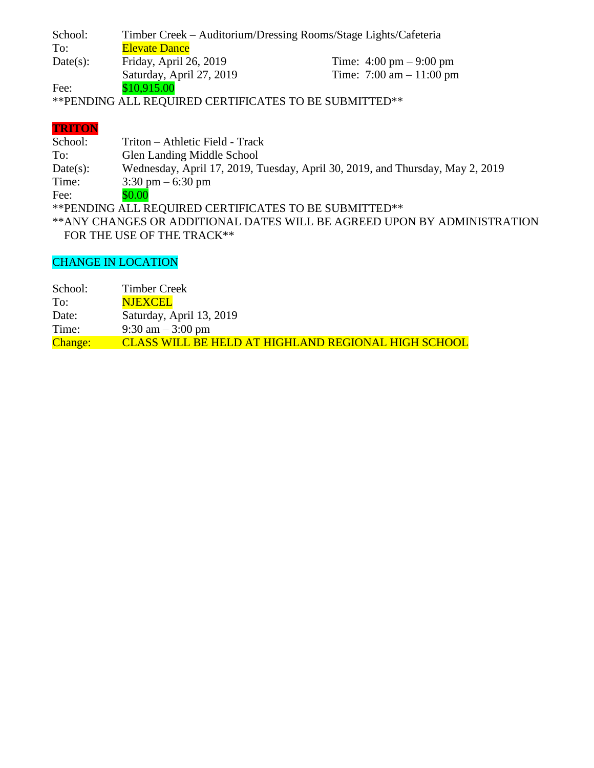School: Timber Creek – Auditorium/Dressing Rooms/Stage Lights/Cafeteria
To: Elevate Dance
Date(s): Friday, April 26, 2019 Time: 4:00 pm – 9:00 pm
Saturday, April 27, 2019 Time: 7:00 am – 11:00 pm
Fee: $10,915.00
**PENDING ALL REQUIRED CERTIFICATES TO BE SUBMITTED**

**TRITON**

School: Triton – Athletic Field - Track
To: Glen Landing Middle School
Date(s): Wednesday, April 17, 2019, Tuesday, April 30, 2019, and Thursday, May 2, 2019
Time: 3:30 pm – 6:30 pm
Fee: $0.00
**PENDING ALL REQUIRED CERTIFICATES TO BE SUBMITTED**
**ANY CHANGES OR ADDITIONAL DATES WILL BE AGREED UPON BY ADMINISTRATION FOR THE USE OF THE TRACK**

CHANGE IN LOCATION

School: Timber Creek
To: NJEXCEL
Date: Saturday, April 13, 2019
Time: 9:30 am – 3:00 pm
Change: CLASS WILL BE HELD AT HIGHLAND REGIONAL HIGH SCHOOL